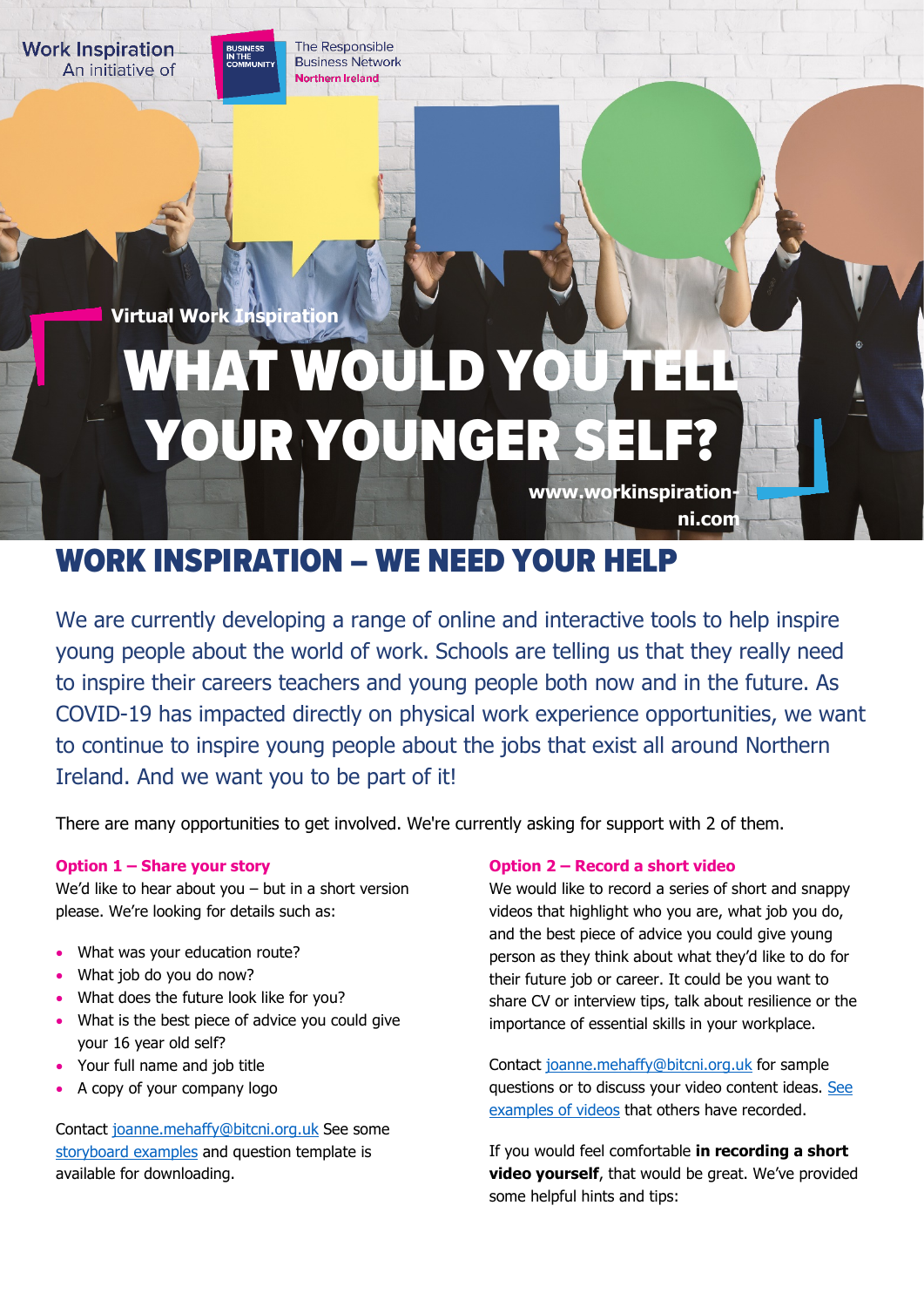Work Inspiration
An initiative of

BUSINESS IN THE COMMUNITY

The Responsible Business Network
Northern Ireland

Virtual Work Inspiration

# WHAT WOULD YOU TELL YOUR YOUNGER SELF?

www.workinspiration-ni.com

## WORK INSPIRATION – WE NEED YOUR HELP

We are currently developing a range of online and interactive tools to help inspire young people about the world of work. Schools are telling us that they really need to inspire their careers teachers and young people both now and in the future. As COVID-19 has impacted directly on physical work experience opportunities, we want to continue to inspire young people about the jobs that exist all around Northern Ireland. And we want you to be part of it!

There are many opportunities to get involved. We're currently asking for support with 2 of them.

### Option 1 – Share your story

We'd like to hear about you – but in a short version please. We're looking for details such as:

- What was your education route?
- What job do you do now?
- What does the future look like for you?
- What is the best piece of advice you could give your 16 year old self?
- Your full name and job title
- A copy of your company logo

Contact joanne.mehaffy@bitcni.org.uk See some storyboard examples and question template is available for downloading.

### Option 2 – Record a short video

We would like to record a series of short and snappy videos that highlight who you are, what job you do, and the best piece of advice you could give young person as they think about what they'd like to do for their future job or career. It could be you want to share CV or interview tips, talk about resilience or the importance of essential skills in your workplace.

Contact joanne.mehaffy@bitcni.org.uk for sample questions or to discuss your video content ideas. See examples of videos that others have recorded.

If you would feel comfortable **in recording a short video yourself**, that would be great. We've provided some helpful hints and tips: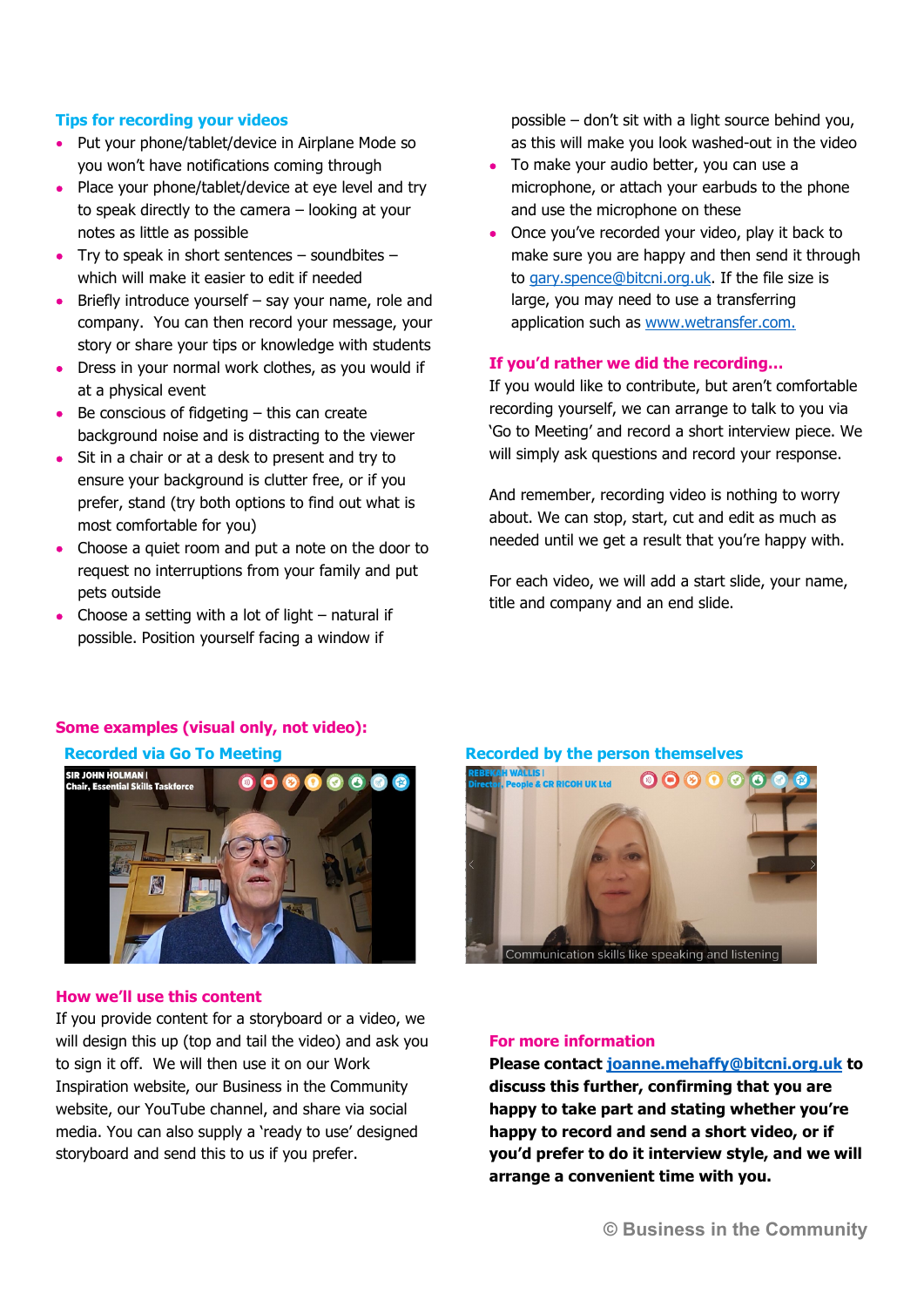## Tips for recording your videos

- Put your phone/tablet/device in Airplane Mode so you won't have notifications coming through
- Place your phone/tablet/device at eye level and try to speak directly to the camera – looking at your notes as little as possible
- Try to speak in short sentences – soundbites – which will make it easier to edit if needed
- Briefly introduce yourself – say your name, role and company. You can then record your message, your story or share your tips or knowledge with students
- Dress in your normal work clothes, as you would if at a physical event
- Be conscious of fidgeting – this can create background noise and is distracting to the viewer
- Sit in a chair or at a desk to present and try to ensure your background is clutter free, or if you prefer, stand (try both options to find out what is most comfortable for you)
- Choose a quiet room and put a note on the door to request no interruptions from your family and put pets outside
- Choose a setting with a lot of light – natural if possible. Position yourself facing a window if possible – don't sit with a light source behind you, as this will make you look washed-out in the video
- To make your audio better, you can use a microphone, or attach your earbuds to the phone and use the microphone on these
- Once you've recorded your video, play it back to make sure you are happy and then send it through to gary.spence@bitcni.org.uk. If the file size is large, you may need to use a transferring application such as www.wetransfer.com.

## If you'd rather we did the recording…

If you would like to contribute, but aren't comfortable recording yourself, we can arrange to talk to you via 'Go to Meeting' and record a short interview piece. We will simply ask questions and record your response.

And remember, recording video is nothing to worry about. We can stop, start, cut and edit as much as needed until we get a result that you're happy with.

For each video, we will add a start slide, your name, title and company and an end slide.

## Some examples (visual only, not video):

### Recorded via Go To Meeting

SIR JOHN HOLMAN | Chair, Essential Skills Taskforce

### Recorded by the person themselves

REBEKAH WALLIS | Director, People & CR RICOH UK Ltd

Communication skills like speaking and listening

## How we'll use this content

If you provide content for a storyboard or a video, we will design this up (top and tail the video) and ask you to sign it off. We will then use it on our Work Inspiration website, our Business in the Community website, our YouTube channel, and share via social media. You can also supply a 'ready to use' designed storyboard and send this to us if you prefer.

## For more information

**Please contact joanne.mehaffy@bitcni.org.uk to discuss this further, confirming that you are happy to take part and stating whether you're happy to record and send a short video, or if you'd prefer to do it interview style, and we will arrange a convenient time with you.**

© Business in the Community